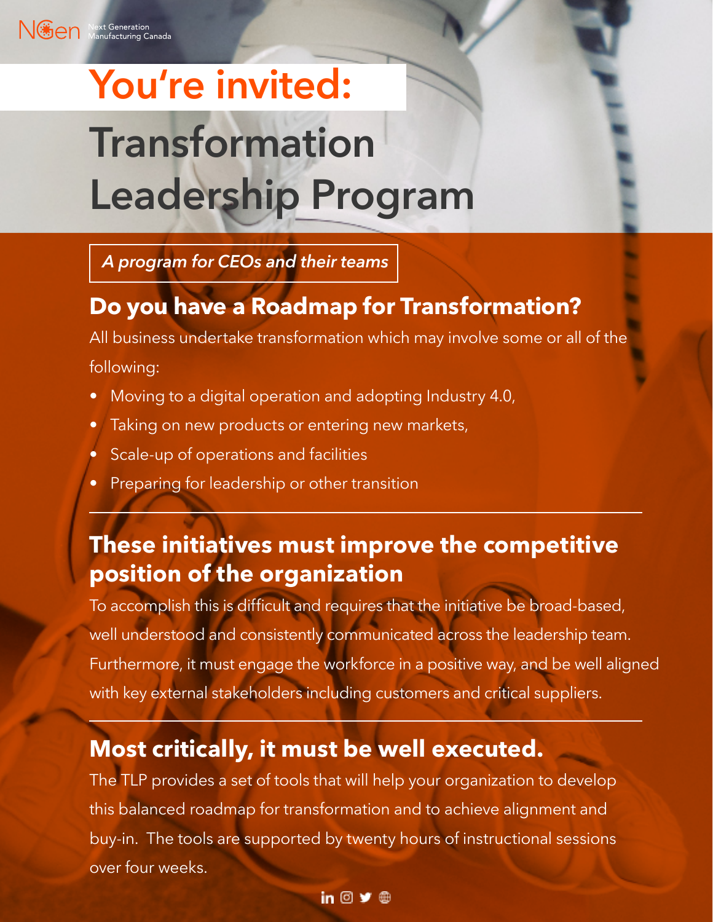NGen Next Generation Manufacturing Canada

# You're invited:

# Transformation Leadership Program

*A program for CEOs and their teams*

## Do you have a Roadmap for Transformation?

All business undertake transformation which may involve some or all of the following:

- Moving to a digital operation and adopting Industry 4.0,
- Taking on new products or entering new markets,
- Scale-up of operations and facilities
- Preparing for leadership or other transition

---

## These initiatives must improve the competitive position of the organization

To accomplish this is difficult and requires that the initiative be broad-based, well understood and consistently communicated across the leadership team. Furthermore, it must engage the workforce in a positive way, and be well aligned with key external stakeholders including customers and critical suppliers.

---

## Most critically, it must be well executed.

The TLP provides a set of tools that will help your organization to develop this balanced roadmap for transformation and to achieve alignment and buy-in.  The tools are supported by twenty hours of instructional sessions over four weeks.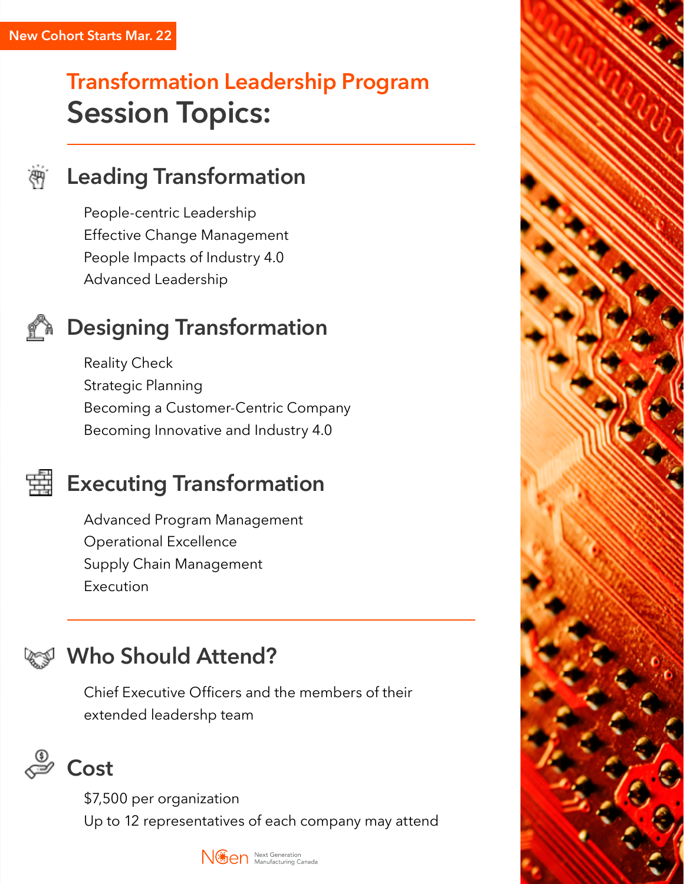New Cohort Starts Mar. 22

# Transformation Leadership Program
# Session Topics:

## Leading Transformation

People-centric Leadership
Effective Change Management
People Impacts of Industry 4.0
Advanced Leadership

## Designing Transformation

Reality Check
Strategic Planning
Becoming a Customer-Centric Company
Becoming Innovative and Industry 4.0

## Executing Transformation

Advanced Program Management
Operational Excellence
Supply Chain Management
Execution

## Who Should Attend?

Chief Executive Officers and the members of their extended leadershp team

## Cost

$7,500 per organization
Up to 12 representatives of each company may attend

NGen Next Generation Manufacturing Canada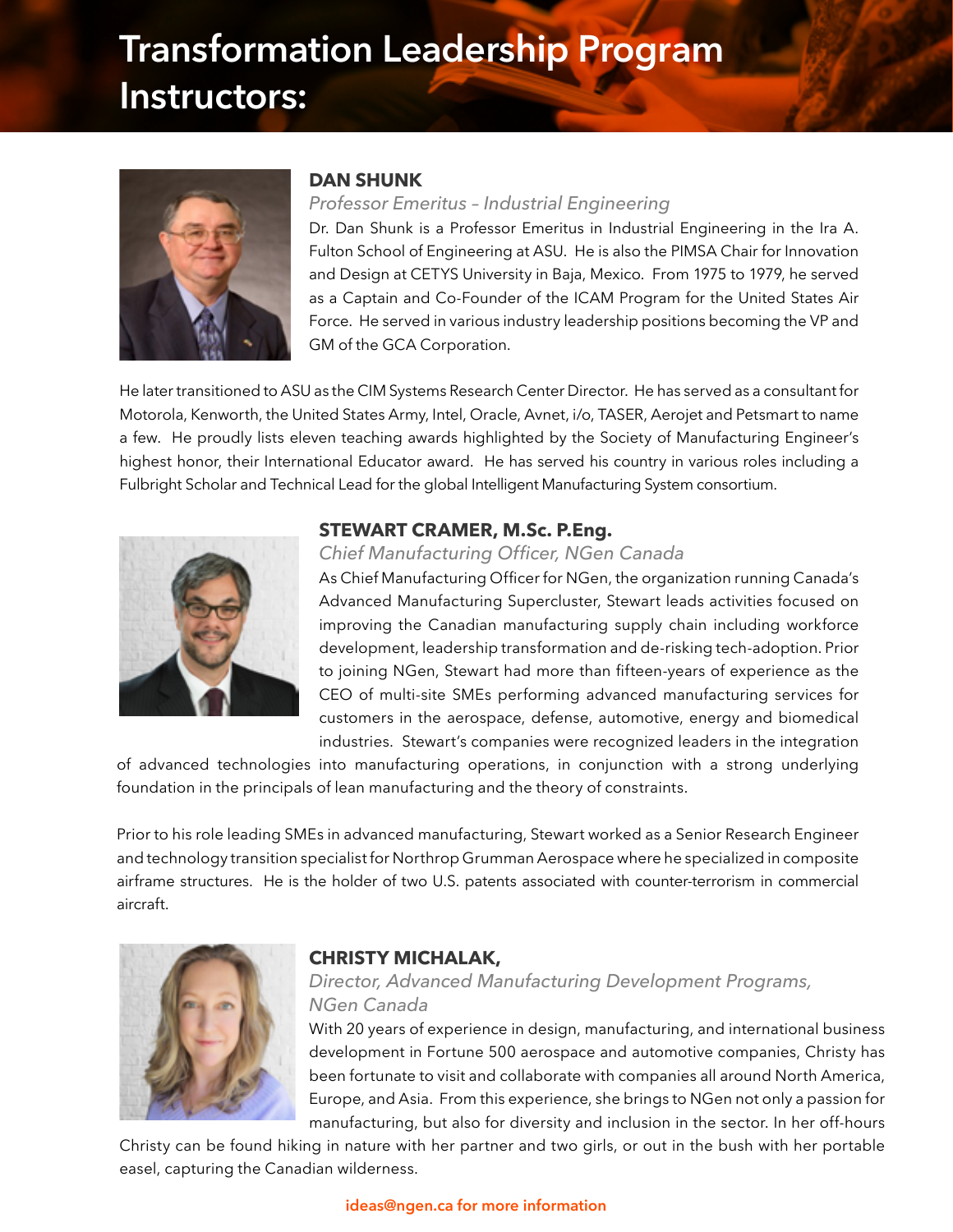# Transformation Leadership Program Instructors:

## DAN SHUNK

*Professor Emeritus – Industrial Engineering*

Dr. Dan Shunk is a Professor Emeritus in Industrial Engineering in the Ira A. Fulton School of Engineering at ASU. He is also the PIMSA Chair for Innovation and Design at CETYS University in Baja, Mexico. From 1975 to 1979, he served as a Captain and Co-Founder of the ICAM Program for the United States Air Force. He served in various industry leadership positions becoming the VP and GM of the GCA Corporation.

He later transitioned to ASU as the CIM Systems Research Center Director. He has served as a consultant for Motorola, Kenworth, the United States Army, Intel, Oracle, Avnet, i/o, TASER, Aerojet and Petsmart to name a few. He proudly lists eleven teaching awards highlighted by the Society of Manufacturing Engineer's highest honor, their International Educator award. He has served his country in various roles including a Fulbright Scholar and Technical Lead for the global Intelligent Manufacturing System consortium.

## STEWART CRAMER, M.Sc. P.Eng.

*Chief Manufacturing Officer, NGen Canada*

As Chief Manufacturing Officer for NGen, the organization running Canada's Advanced Manufacturing Supercluster, Stewart leads activities focused on improving the Canadian manufacturing supply chain including workforce development, leadership transformation and de-risking tech-adoption. Prior to joining NGen, Stewart had more than fifteen-years of experience as the CEO of multi-site SMEs performing advanced manufacturing services for customers in the aerospace, defense, automotive, energy and biomedical industries. Stewart's companies were recognized leaders in the integration of advanced technologies into manufacturing operations, in conjunction with a strong underlying foundation in the principals of lean manufacturing and the theory of constraints.

Prior to his role leading SMEs in advanced manufacturing, Stewart worked as a Senior Research Engineer and technology transition specialist for Northrop Grumman Aerospace where he specialized in composite airframe structures. He is the holder of two U.S. patents associated with counter-terrorism in commercial aircraft.

## CHRISTY MICHALAK,

*Director, Advanced Manufacturing Development Programs, NGen Canada*

With 20 years of experience in design, manufacturing, and international business development in Fortune 500 aerospace and automotive companies, Christy has been fortunate to visit and collaborate with companies all around North America, Europe, and Asia. From this experience, she brings to NGen not only a passion for manufacturing, but also for diversity and inclusion in the sector. In her off-hours Christy can be found hiking in nature with her partner and two girls, or out in the bush with her portable easel, capturing the Canadian wilderness.

ideas@ngen.ca for more information